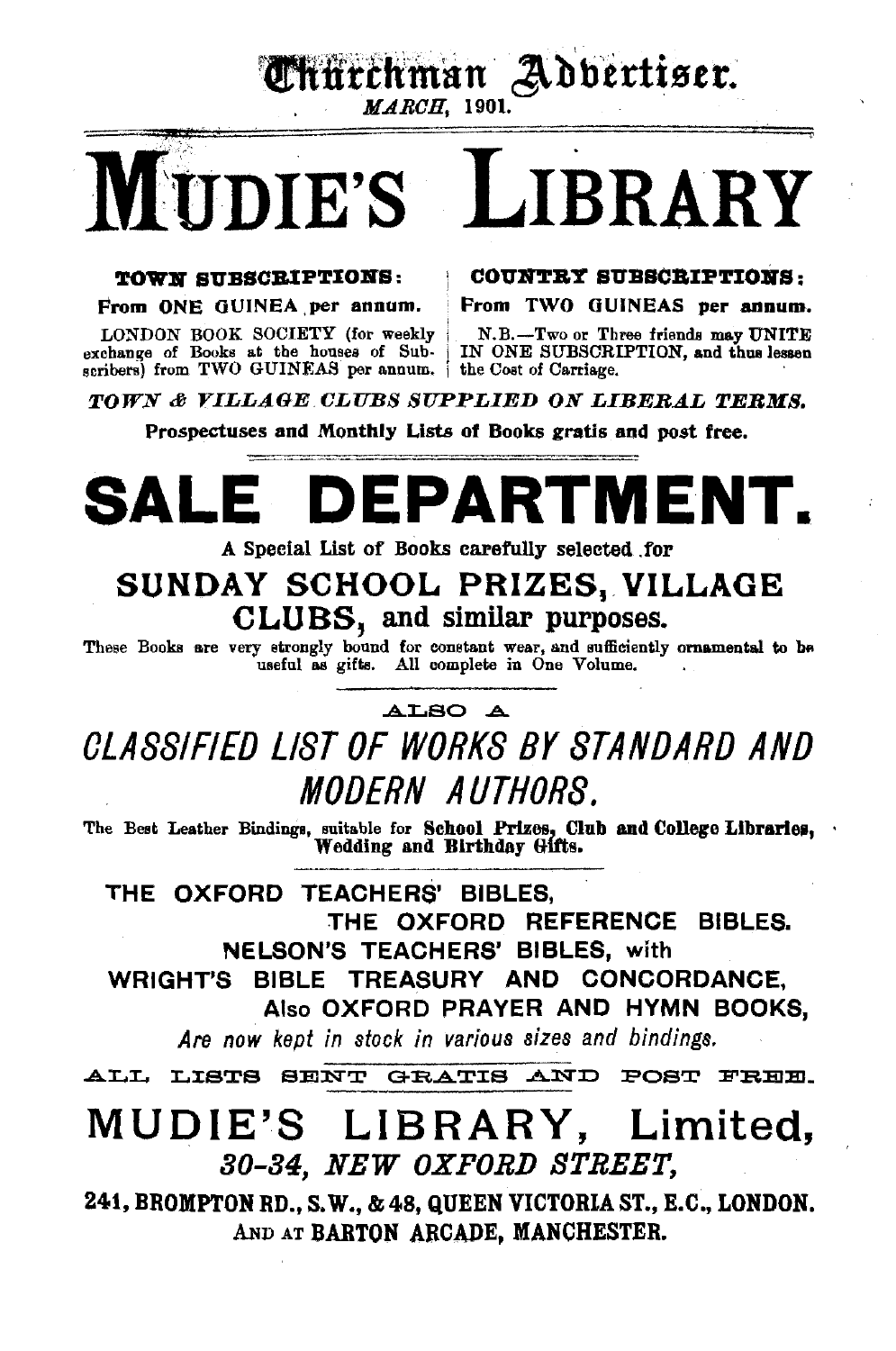Churchman Advertiser.

*MARCH*, 1901.

# MUDIE'S LIBRARY

**TOWN SUBSCRIPTIONS:**

**From ONE GUINEA per annum.**

LONDON BOOK SOCIETY (for weekly exchange of Books at the houses of Subscribers) from TWO GUINEAS per annum.

**COUNTRY SUBSCRIPTIONS:**

**From TWO GUINEAS per annum.**

N.B.—Two or Three friends may UNITE IN ONE SUBSCRIPTION, and thus lessen the Cost of Carriage.

***TOWN & VILLAGE CLUBS SUPPLIED ON LIBERAL TERMS.***

**Prospectuses and Monthly Lists of Books gratis and post free.**

# SALE DEPARTMENT.

**A Special List of Books carefully selected for**

## SUNDAY SCHOOL PRIZES, VILLAGE CLUBS, and similar purposes.

These Books are very strongly bound for constant wear, and sufficiently ornamental to be useful as gifts. All complete in One Volume.

ALSO A

## *CLASSIFIED LIST OF WORKS BY STANDARD AND MODERN AUTHORS.*

The Best Leather Bindings, suitable for **School Prizes, Club and College Libraries, Wedding and Birthday Gifts.**

**THE OXFORD TEACHERS' BIBLES,**

**THE OXFORD REFERENCE BIBLES.**

**NELSON'S TEACHERS' BIBLES, with**

**WRIGHT'S BIBLE TREASURY AND CONCORDANCE,**

**Also OXFORD PRAYER AND HYMN BOOKS,**

*Are now kept in stock in various sizes and bindings.*

ALL LISTS SENT GRATIS AND POST FREE.

# MUDIE'S LIBRARY, Limited,

## *30-34, NEW OXFORD STREET,*

**241, BROMPTON RD., S.W., & 48, QUEEN VICTORIA ST., E.C., LONDON.**

**AND AT BARTON ARCADE, MANCHESTER.**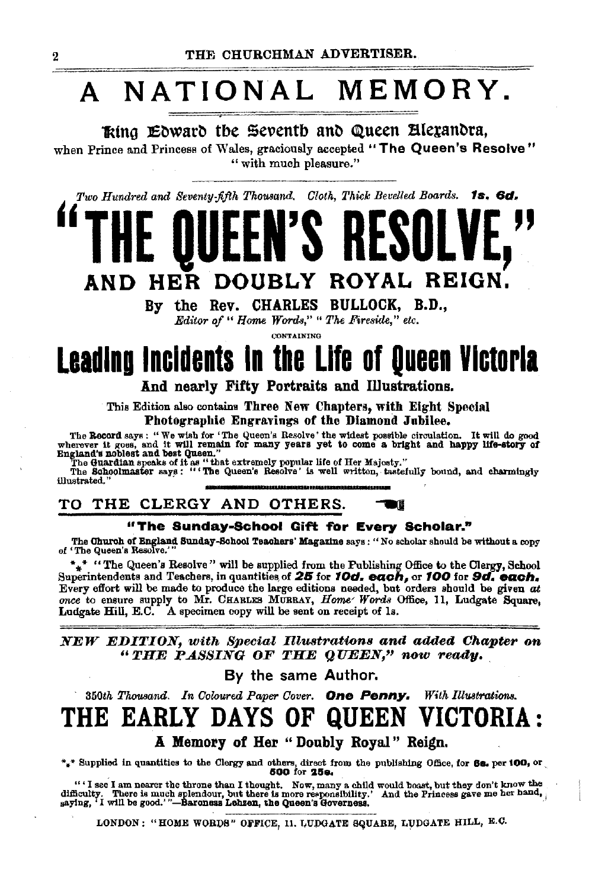# A NATIONAL MEMORY.

**King Edward the Seventh and Queen Alexandra,**

when Prince and Princess of Wales, graciously accepted "**The Queen's Resolve**" "with much pleasure."

*Two Hundred and Seventy-fifth Thousand. Cloth, Thick Bevelled Boards.* **1s. 6d.**

# "THE QUEEN'S RESOLVE,"

## AND HER DOUBLY ROYAL REIGN.

**By the Rev. CHARLES BULLOCK, B.D.,**

*Editor of "Home Words," "The Fireside," etc.*

CONTAINING

# Leading Incidents in the Life of Queen Victoria

**And nearly Fifty Portraits and Illustrations.**

This Edition also contains **Three New Chapters, with Eight Special Photographic Engravings of the Diamond Jubilee.**

The **Record** says: "We wish for 'The Queen's Resolve' the widest possible circulation. It will do good wherever it goes, and it will remain for many years yet to come a bright and happy life-story of England's noblest and best Queen."

The **Guardian** speaks of it as "that extremely popular life of Her Majesty."

The **Schoolmaster** says: "'The Queen's Resolve' is well written, tastefully bound, and charmingly illustrated."

## TO THE CLERGY AND OTHERS.

**"The Sunday-School Gift for Every Scholar."**

The Church of England Sunday-School Teachers' Magazine says: "No scholar should be without a copy of 'The Queen's Resolve.'"

\*\*\* "The Queen's Resolve" will be supplied from the Publishing Office to the Clergy, School Superintendents and Teachers, in quantities of **25** for ***10d. each,*** or **100** for ***9d. each.*** Every effort will be made to produce the large editions needed, but orders should be given *at once* to ensure supply to Mr. CHARLES MURRAY, *Home Words* Office, 11, Ludgate Square, Ludgate Hill, E.C. A specimen copy will be sent on receipt of 1s.

***NEW EDITION, with Special Illustrations and added Chapter on "THE PASSING OF THE QUEEN," now ready.***

By the same Author.

*350th Thousand. In Coloured Paper Cover.* **One Penny.** *With Illustrations.*

# THE EARLY DAYS OF QUEEN VICTORIA:

## A Memory of Her "Doubly Royal" Reign.

\*\*\* Supplied in quantities to the Clergy and others, direct from the publishing Office, for **6s.** per **100,** or **500** for **25s.**

"'I see I am nearer the throne than I thought. Now, many a child would boast, but they don't know the difficulty. There is much splendour, but there is more responsibility.' And the Princess gave me her hand, saying, 'I will be good.'"—Baroness Lehzen, the Queen's Governess.

LONDON: "HOME WORDS" OFFICE, 11, LUDGATE SQUARE, LUDGATE HILL, E.C.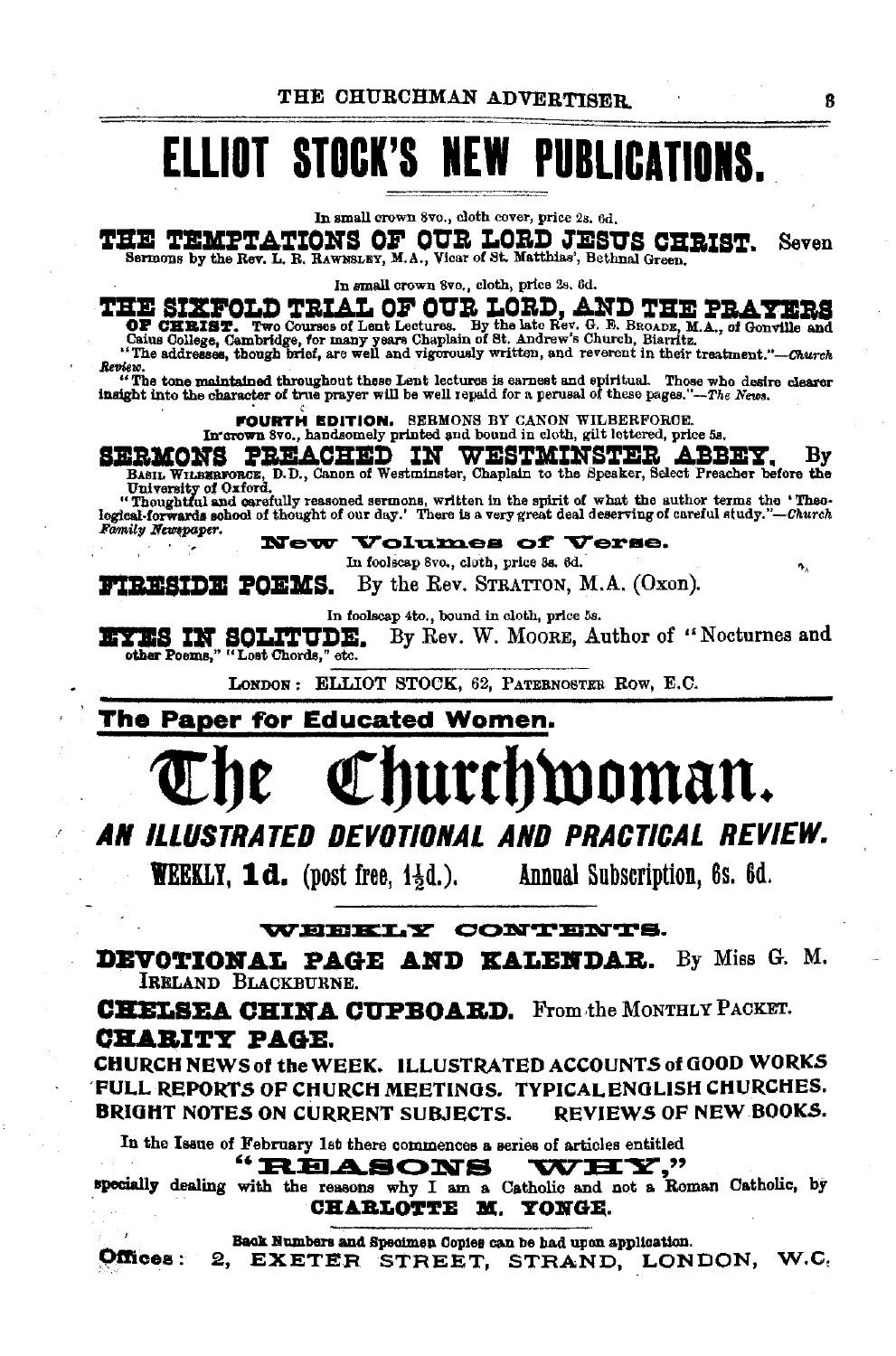# ELLIOT STOCK'S NEW PUBLICATIONS.

In small crown 8vo., cloth cover, price 2s. 6d.

**THE TEMPTATIONS OF OUR LORD JESUS CHRIST.** Seven Sermons by the Rev. L. R. RAWNSLEY, M.A., Vicar of St. Matthias', Bethnal Green.

In small crown 8vo., cloth, price 2s. 6d.

**THE SIXFOLD TRIAL OF OUR LORD, AND THE PRAYERS OF CHRIST.** Two Courses of Lent Lectures. By the late Rev. G. E. BROADE, M.A., of Gonville and Caius College, Cambridge, for many years Chaplain of St. Andrew's Church, Biarritz.

"The addresses, though brief, are well and vigorously written, and reverent in their treatment."—*Church Review.*

"The tone maintained throughout these Lent lectures is earnest and spiritual. Those who desire clearer insight into the character of true prayer will be well repaid for a perusal of these pages."—*The News.*

**FOURTH EDITION.** SERMONS BY CANON WILBERFORCE.
In crown 8vo., handsomely printed and bound in cloth, gilt lettered, price 5s.

**SERMONS PREACHED IN WESTMINSTER ABBEY.** By BASIL WILBERFORCE, D.D., Canon of Westminster, Chaplain to the Speaker, Select Preacher before the University of Oxford.

"Thoughtful and carefully reasoned sermons, written in the spirit of what the author terms the 'Theological-forwards school of thought of our day.' There is a very great deal deserving of careful study."—*Church Family Newspaper.*

## New Volumes of Verse.

In foolscap 8vo., cloth, price 3s. 6d.

**FIRESIDE POEMS.** By the Rev. STRATTON, M.A. (Oxon).

In foolscap 4to., bound in cloth, price 5s.

**EYES IN SOLITUDE.** By Rev. W. MOORE, Author of "Nocturnes and other Poems," "Lost Chords," etc.

LONDON: ELLIOT STOCK, 62, PATERNOSTER ROW, E.C.

---

**The Paper for Educated Women.**

# The Churchwoman.

## *AN ILLUSTRATED DEVOTIONAL AND PRACTICAL REVIEW.*

**WEEKLY, 1d. (post free, 1½d.). Annual Subscription, 6s. 6d.**

### WEEKLY CONTENTS.

**DEVOTIONAL PAGE AND KALENDAR.** By Miss G. M. IRELAND BLACKBURNE.

**CHELSEA CHINA CUPBOARD.** From the MONTHLY PACKET.

**CHARITY PAGE.**

**CHURCH NEWS of the WEEK. ILLUSTRATED ACCOUNTS of GOOD WORKS FULL REPORTS OF CHURCH MEETINGS. TYPICAL ENGLISH CHURCHES. BRIGHT NOTES ON CURRENT SUBJECTS. REVIEWS OF NEW BOOKS.**

In the Issue of February 1st there commences a series of articles entitled

**"REASONS WHY,"**

specially dealing with the reasons why I am a Catholic and not a Roman Catholic, by **CHARLOTTE M. YONGE.**

Back Numbers and Specimen Copies can be had upon application.

**Offices:** 2, EXETER STREET, STRAND, LONDON, W.C.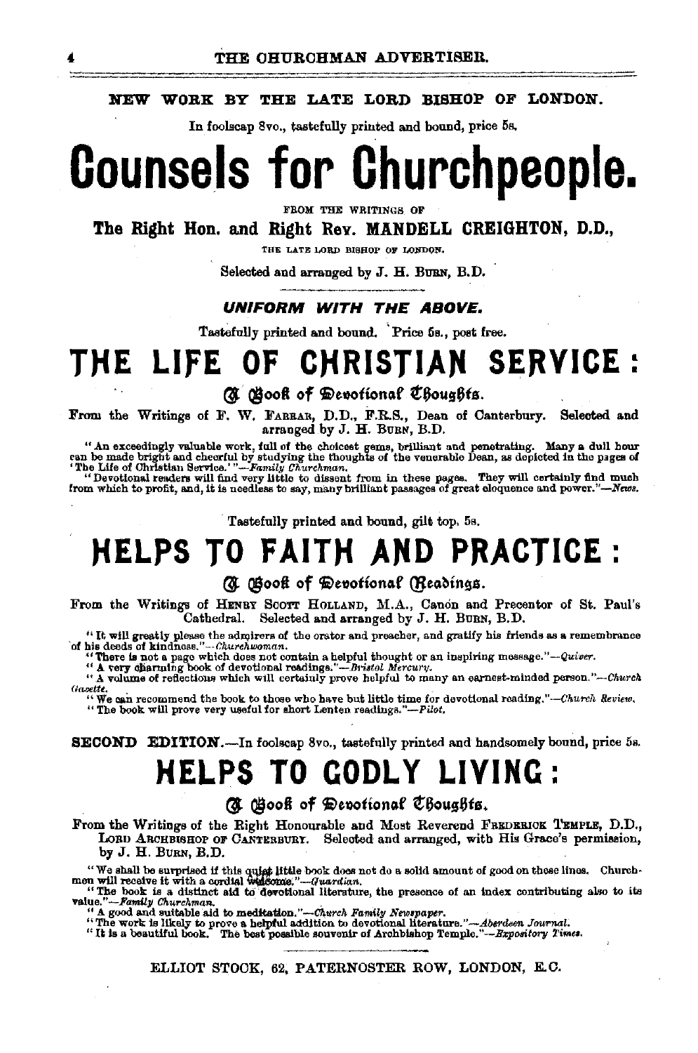**NEW WORK BY THE LATE LORD BISHOP OF LONDON.**

In foolscap 8vo., tastefully printed and bound, price 5s.

# Counsels for Churchpeople.

FROM THE WRITINGS OF

**The Right Hon. and Right Rev. MANDELL CREIGHTON, D.D.,**

THE LATE LORD BISHOP OF LONDON.

Selected and arranged by J. H. BURN, B.D.

***UNIFORM WITH THE ABOVE.***

Tastefully printed and bound. Price 5s., post free.

# THE LIFE OF CHRISTIAN SERVICE:

## A Book of Devotional Thoughts.

From the Writings of F. W. FARRAR, D.D., F.R.S., Dean of Canterbury. Selected and arranged by J. H. BURN, B.D.

"An exceedingly valuable work, full of the choicest gems, brilliant and penetrating. Many a dull hour can be made bright and cheerful by studying the thoughts of the venerable Dean, as depicted in the pages of 'The Life of Christian Service.'"—*Family Churchman.*

"Devotional readers will find very little to dissent from in these pages. They will certainly find much from which to profit, and, it is needless to say, many brilliant passages of great eloquence and power."—*News.*

Tastefully printed and bound, gilt top, 5s.

# HELPS TO FAITH AND PRACTICE:

## A Book of Devotional Readings.

From the Writings of HENRY SCOTT HOLLAND, M.A., Canon and Precentor of St. Paul's Cathedral. Selected and arranged by J. H. BURN, B.D.

"It will greatly please the admirers of the orator and preacher, and gratify his friends as a remembrance of his deeds of kindness."—*Churchwoman.*

"There is not a page which does not contain a helpful thought or an inspiring message."—*Quiver.*

"A very charming book of devotional readings."—*Bristol Mercury.*

"A volume of reflections which will certainly prove helpful to many an earnest-minded person."—*Church Gazette.*

"We can recommend the book to those who have but little time for devotional reading."—*Church Review.*

"The book will prove very useful for short Lenten readings."—*Pilot.*

**SECOND EDITION.**—In foolscap 8vo., tastefully printed and handsomely bound, price 5s.

# HELPS TO GODLY LIVING:

## A Book of Devotional Thoughts.

From the Writings of the Right Honourable and Most Reverend FREDERICK TEMPLE, D.D., LORD ARCHBISHOP OF CANTERBURY. Selected and arranged, with His Grace's permission, by J. H. BURN, B.D.

"We shall be surprised if this quiet little book does not do a solid amount of good on these lines. Churchmen will receive it with a cordial welcome."—*Guardian.*

"The book is a distinct aid to devotional literature, the presence of an index contributing also to its value."—*Family Churchman.*

"A good and suitable aid to meditation."—*Church Family Newspaper.*

"The work is likely to prove a helpful addition to devotional literature."—*Aberdeen Journal.*

"It is a beautiful book. The best possible souvenir of Archbishop Temple."—*Expository Times.*

ELLIOT STOCK, 62, PATERNOSTER ROW, LONDON, E.C.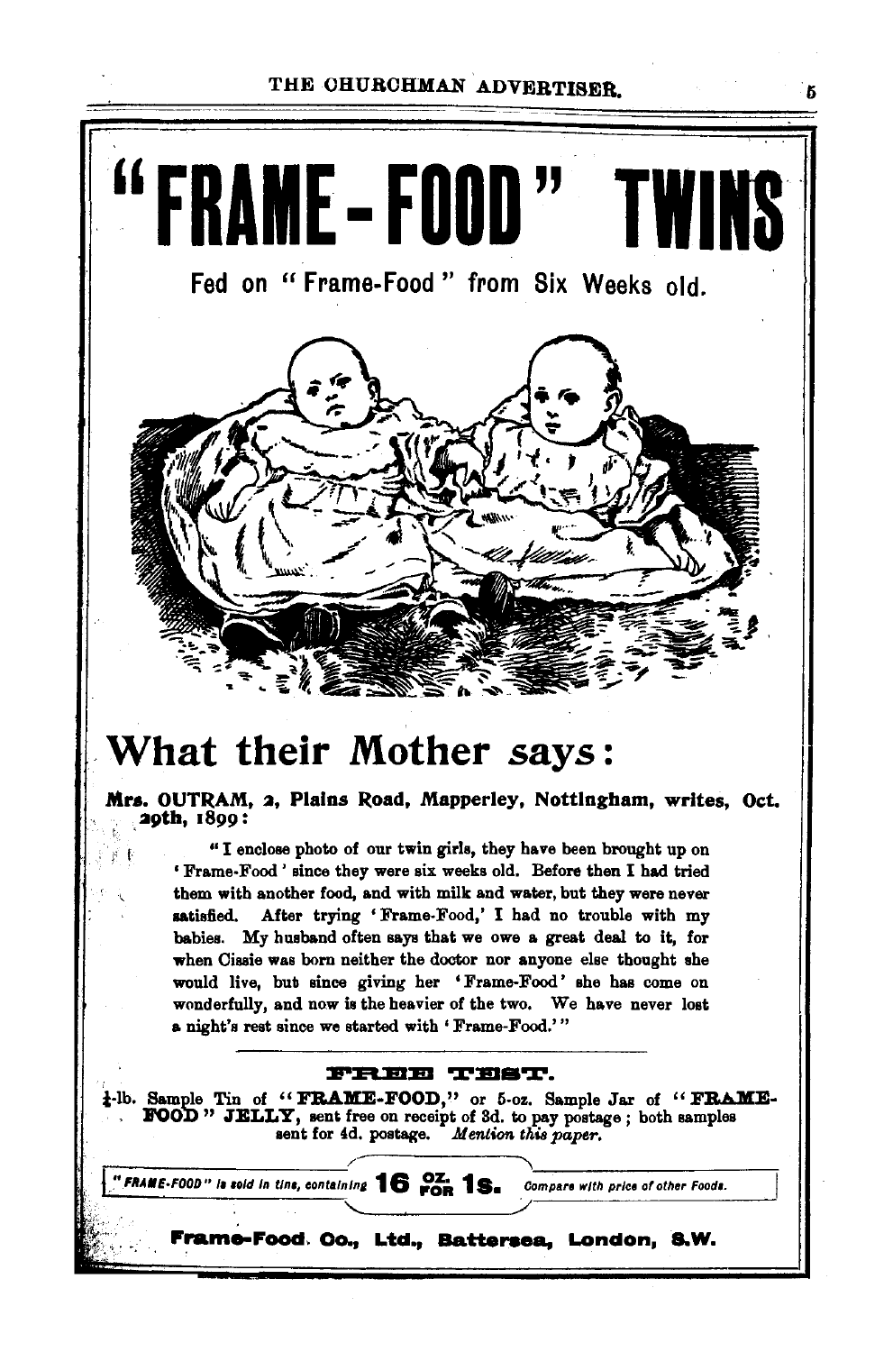# "FRAME-FOOD" TWINS

Fed on "Frame-Food" from Six Weeks old.

## What their Mother *says*:

**Mrs. OUTRAM, 2, Plains Road, Mapperley, Nottingham, writes, Oct. 29th, 1899:**

"I enclose photo of our twin girls, they have been brought up on 'Frame-Food' since they were six weeks old. Before then I had tried them with another food, and with milk and water, but they were never satisfied. After trying 'Frame-Food,' I had no trouble with my babies. My husband often says that we owe a great deal to it, for when Cissie was born neither the doctor nor anyone else thought she would live, but since giving her 'Frame-Food' she has come on wonderfully, and now is the heavier of the two. We have never lost a night's rest since we started with 'Frame-Food.'"

### FREE TEST.

½-lb. Sample Tin of "**FRAME-FOOD**," or 5-oz. Sample Jar of "**FRAME-FOOD" JELLY**, sent free on receipt of 3d. to pay postage; both samples sent for 4d. postage. *Mention this paper.*

*"FRAME-FOOD" is sold in tins, containing* **16 OZ. FOR 1s.** *Compare with price of other Foods.*

**Frame-Food. Co., Ltd., Battersea, London, S.W.**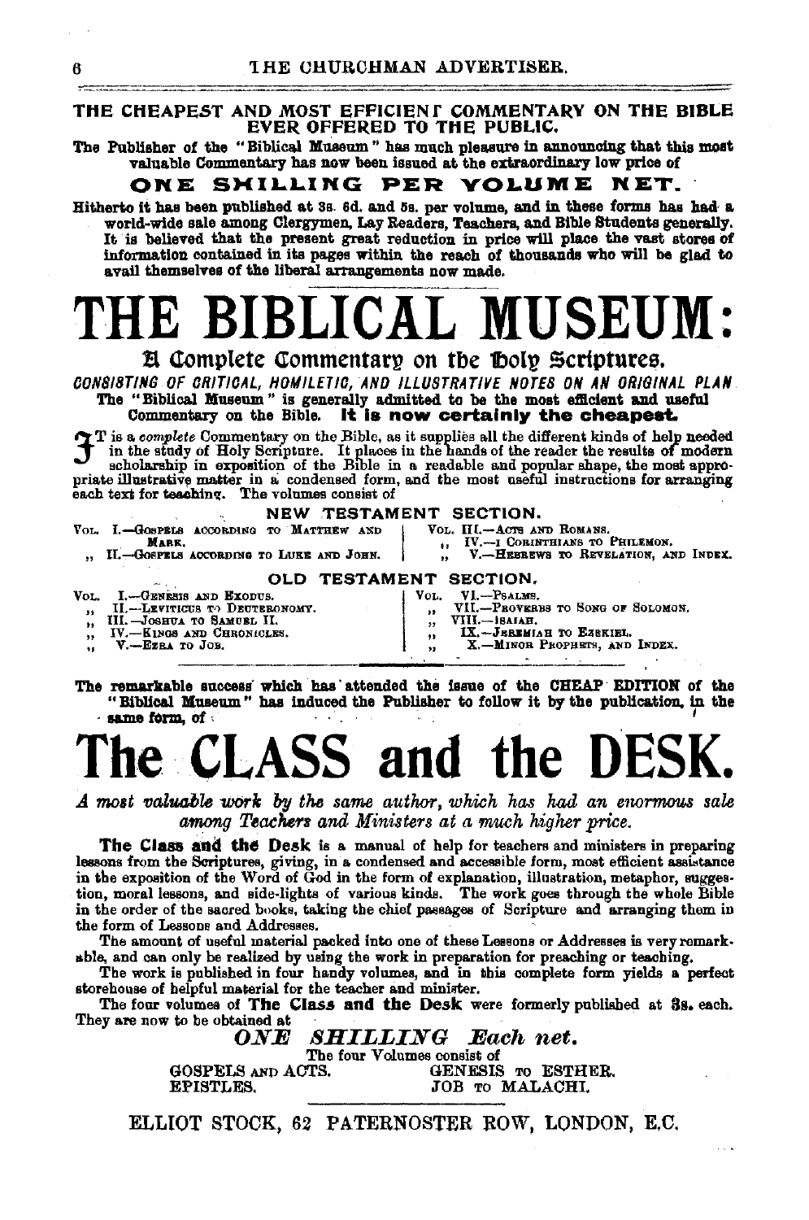## THE CHEAPEST AND MOST EFFICIENT COMMENTARY ON THE BIBLE EVER OFFERED TO THE PUBLIC.

The Publisher of the "Biblical Museum" has much pleasure in announcing that this most valuable Commentary has now been issued at the extraordinary low price of

**ONE SHILLING PER VOLUME NET.**

Hitherto it has been published at 3s. 6d. and 5s. per volume, and in these forms has had a world-wide sale among Clergymen, Lay Readers, Teachers, and Bible Students generally. It is believed that the present great reduction in price will place the vast stores of information contained in its pages within the reach of thousands who will be glad to avail themselves of the liberal arrangements now made.

# THE BIBLICAL MUSEUM:

## A Complete Commentary on the Holy Scriptures.

*CONSISTING OF CRITICAL, HOMILETIC, AND ILLUSTRATIVE NOTES ON AN ORIGINAL PLAN.*

The "Biblical Museum" is generally admitted to be the most efficient and useful Commentary on the Bible. **It is now certainly the cheapest.**

IT is a *complete* Commentary on the Bible, as it supplies all the different kinds of help needed in the study of Holy Scripture. It places in the hands of the reader the results of modern scholarship in exposition of the Bible in a readable and popular shape, the most appropriate illustrative matter in a condensed form, and the most useful instructions for arranging each text for teaching. The volumes consist of

### NEW TESTAMENT SECTION.

- Vol. I.—Gospels according to Matthew and Mark.
- ,, II.—Gospels according to Luke and John.
- Vol. III.—Acts and Romans.
- ,, IV.—1 Corinthians to Philemon.
- ,, V.—Hebrews to Revelation, and Index.

### OLD TESTAMENT SECTION.

- Vol. I.—Genesis and Exodus.
- ,, II.—Leviticus to Deuteronomy.
- ,, III.—Joshua to Samuel II.
- ,, IV.—Kings and Chronicles.
- ,, V.—Ezra to Job.
- Vol. VI.—Psalms.
- ,, VII.—Proverbs to Song of Solomon.
- ,, VIII.—Isaiah.
- ,, IX.—Jeremiah to Ezekiel.
- ,, X.—Minor Prophets, and Index.

**The remarkable success which has attended the issue of the CHEAP EDITION of the "Biblical Museum" has induced the Publisher to follow it by the publication, in the same form, of**

# The CLASS and the DESK.

*A most valuable work by the same author, which has had an enormous sale among Teachers and Ministers at a much higher price.*

**The Class and the Desk** is a manual of help for teachers and ministers in preparing lessons from the Scriptures, giving, in a condensed and accessible form, most efficient assistance in the exposition of the Word of God in the form of explanation, illustration, metaphor, suggestion, moral lessons, and side-lights of various kinds. The work goes through the whole Bible in the order of the sacred books, taking the chief passages of Scripture and arranging them in the form of Lessons and Addresses.

The amount of useful material packed into one of these Lessons or Addresses is very remarkable, and can only be realized by using the work in preparation for preaching or teaching.

The work is published in four handy volumes, and in this complete form yields a perfect storehouse of helpful material for the teacher and minister.

The four volumes of **The Class and the Desk** were formerly published at **3s.** each. They are now to be obtained at

***ONE SHILLING Each net.***

The four Volumes consist of

- GOSPELS AND ACTS.
- EPISTLES.
- GENESIS TO ESTHER.
- JOB TO MALACHI.

ELLIOT STOCK, 62 PATERNOSTER ROW, LONDON, E.C.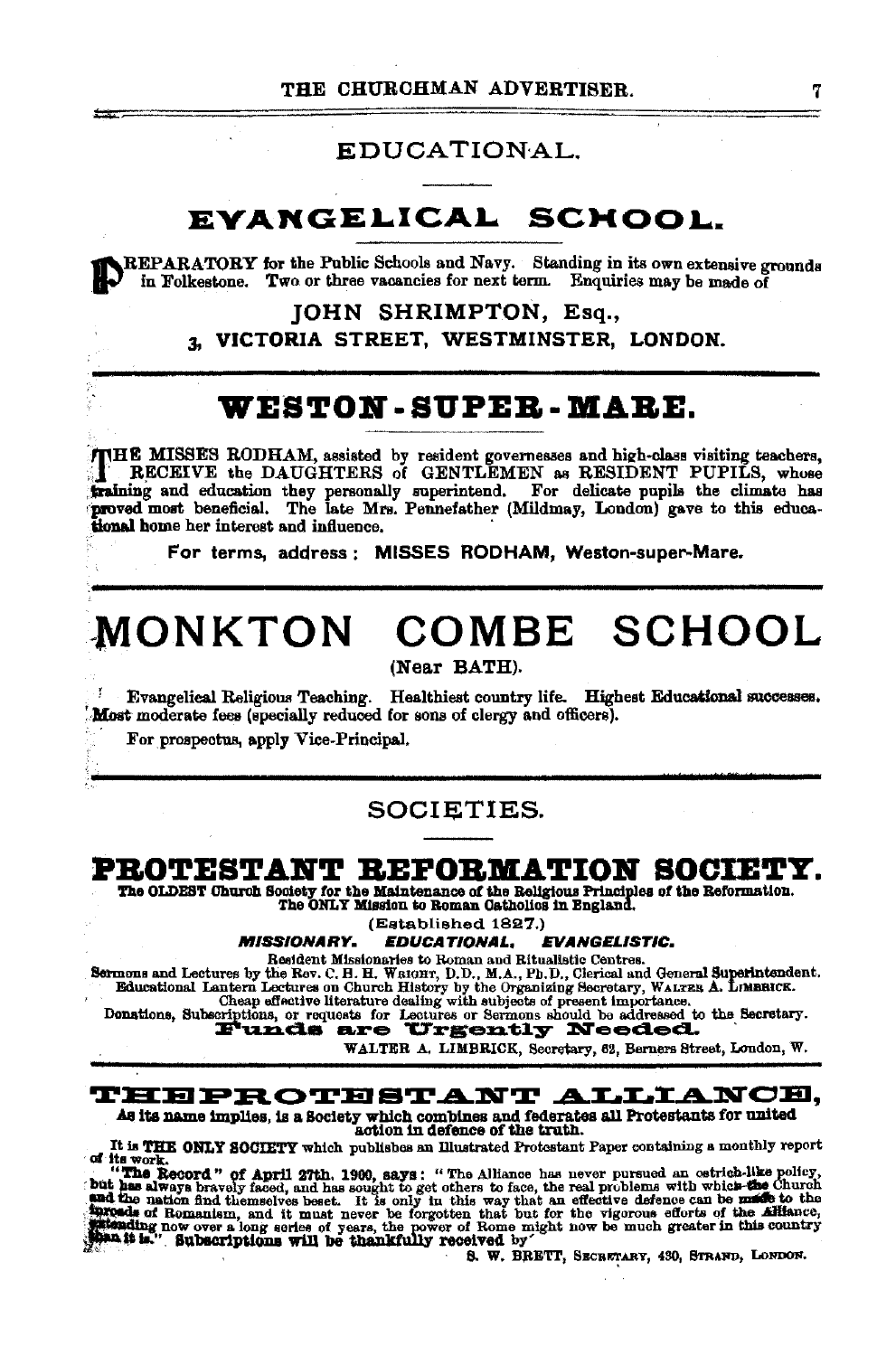## EDUCATIONAL.

# EVANGELICAL SCHOOL.

PREPARATORY for the Public Schools and Navy. Standing in its own extensive grounds in Folkestone. Two or three vacancies for next term. Enquiries may be made of

**JOHN SHRIMPTON, Esq.,**

**3, VICTORIA STREET, WESTMINSTER, LONDON.**

# WESTON-SUPER-MARE.

THE MISSES RODHAM, assisted by resident governesses and high-class visiting teachers, RECEIVE the DAUGHTERS of GENTLEMEN as RESIDENT PUPILS, whose training and education they personally superintend. For delicate pupils the climate has proved most beneficial. The late Mrs. Pennefather (Mildmay, London) gave to this educational home her interest and influence.

**For terms, address: MISSES RODHAM, Weston-super-Mare.**

# MONKTON COMBE SCHOOL

(Near BATH).

Evangelical Religious Teaching. Healthiest country life. Highest Educational successes. Most moderate fees (specially reduced for sons of clergy and officers).

For prospectus, apply Vice-Principal.

## SOCIETIES.

# PROTESTANT REFORMATION SOCIETY.

**The OLDEST Church Society for the Maintenance of the Religious Principles of the Reformation. The ONLY Mission to Roman Catholics in England.**

(Established 1827.)

***MISSIONARY. EDUCATIONAL. EVANGELISTIC.***

Resident Missionaries to Roman and Ritualistic Centres.
Sermons and Lectures by the Rev. C. H. H. WRIGHT, D.D., M.A., Ph.D., Clerical and General Superintendent.
Educational Lantern Lectures on Church History by the Organizing Secretary, WALTER A. LIMBRICK.
Cheap effective literature dealing with subjects of present importance.
Donations, Subscriptions, or requests for Lectures or Sermons should be addressed to the Secretary.

**Funds are Urgently Needed.**

WALTER A. LIMBRICK, Secretary, 62, Berners Street, London, W.

# THE PROTESTANT ALLIANCE,

**As its name implies, is a Society which combines and federates all Protestants for united action in defence of the truth.**

It is **THE ONLY SOCIETY** which publishes an Illustrated Protestant Paper containing a monthly report of its work.

**"The Record" of April 27th, 1900, says:** "The Alliance has never pursued an ostrich-like policy, but has always bravely faced, and has sought to get others to face, the real problems with which the Church and the nation find themselves beset. It is only in this way that an effective defence can be made to the inroads of Romanism, and it must never be forgotten that but for the vigorous efforts of the Alliance, extending now over a long series of years, the power of Rome might now be much greater in this country than it is." **Subscriptions will be thankfully received by**

S. W. BRETT, SECRETARY, 430, STRAND, LONDON.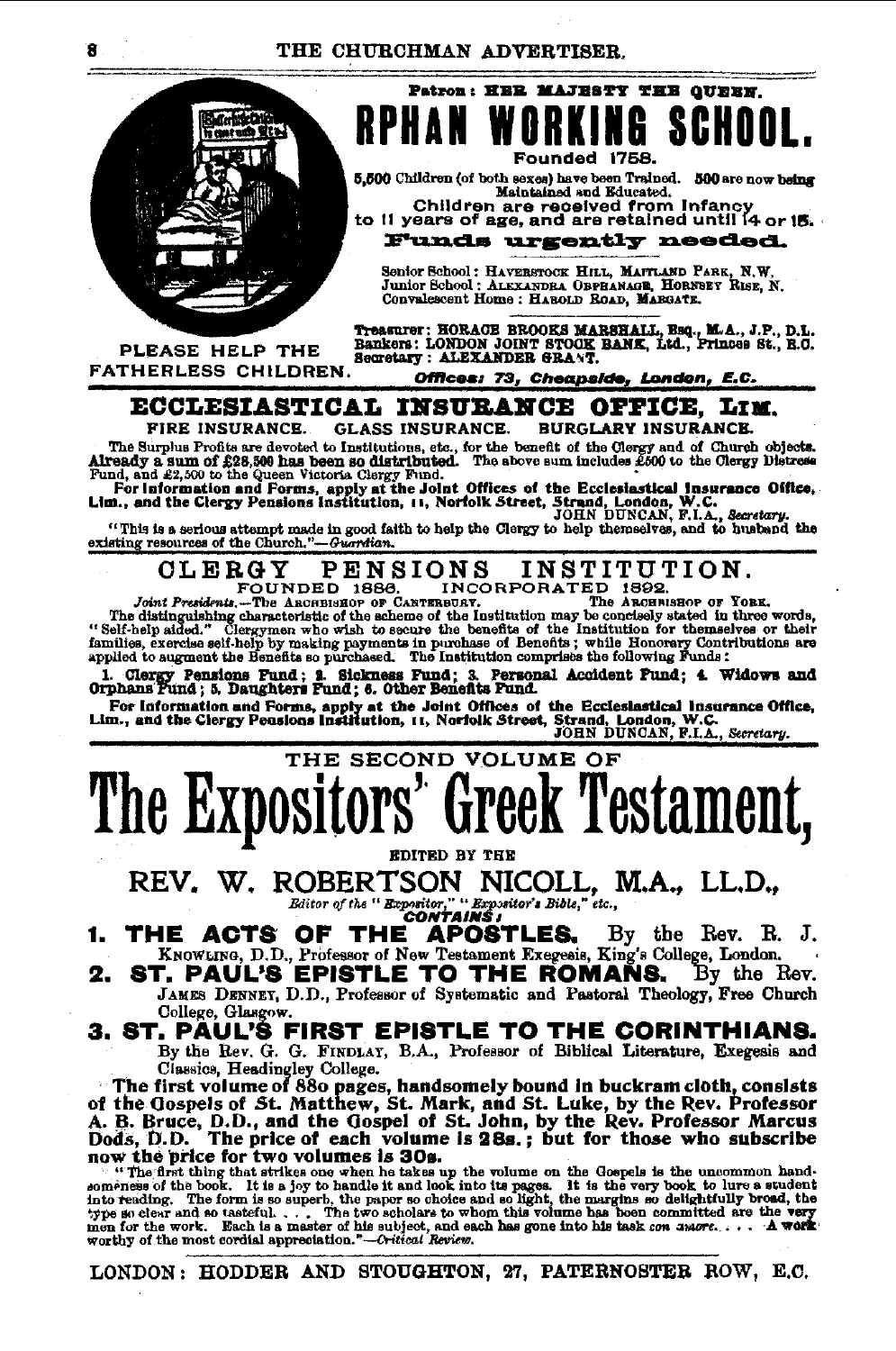Patron: HER MAJESTY THE QUEEN.

# RPHAN WORKING SCHOOL.

Founded 1758.

5,600 Children (of both sexes) have been Trained. 500 are now being Maintained and Educated.

Children are received from Infancy to 11 years of age, and are retained until 14 or 15.

**Funds urgently needed.**

Senior School: HAVERSTOCK HILL, MAITLAND PARK, N.W.
Junior School: ALEXANDRA ORPHANAGE, HORNSEY RISE, N.
Convalescent Home: HAROLD ROAD, MARGATE.

PLEASE HELP THE FATHERLESS CHILDREN.

Treasurer: HORACE BROOKS MARSHALL, Esq., M.A., J.P., D.L.
Bankers: LONDON JOINT STOCK BANK, Ltd., Princes St., E.C.
Secretary: ALEXANDER GRANT.

*Offices: 73, Cheapside, London, E.C.*

---

## ECCLESIASTICAL INSURANCE OFFICE, LIM.

FIRE INSURANCE. GLASS INSURANCE. BURGLARY INSURANCE.

The Surplus Profits are devoted to Institutions, etc., for the benefit of the Clergy and of Church objects. **Already a sum of £28,500 has been so distributed.** The above sum includes £500 to the Clergy Distress Fund, and £2,500 to the Queen Victoria Clergy Fund.

**For Information and Forms, apply at the Joint Offices of the Ecclesiastical Insurance Office, Lim., and the Clergy Pensions Institution, 11, Norfolk Street, Strand, London, W.C.**

JOHN DUNCAN, F.I.A., *Secretary.*

"This is a serious attempt made in good faith to help the Clergy to help themselves, and to husband the existing resources of the Church."—*Guardian.*

---

## CLERGY PENSIONS INSTITUTION.

FOUNDED 1886. INCORPORATED 1892.

*Joint Presidents.*—The ARCHBISHOP OF CANTERBURY. The ARCHBISHOP OF YORK.

The distinguishing characteristic of the scheme of the Institution may be concisely stated in three words, "Self-help aided." Clergymen who wish to secure the benefits of the Institution for themselves or their families, exercise self-help by making payments in purchase of Benefits; while Honorary Contributions are applied to augment the Benefits so purchased. The Institution comprises the following Funds:

**1. Clergy Pensions Fund; 2. Sickness Fund; 3. Personal Accident Fund; 4. Widows and Orphans Fund; 5. Daughters Fund; 6. Other Benefits Fund.**

**For Information and Forms, apply at the Joint Offices of the Ecclesiastical Insurance Office, Lim., and the Clergy Pensions Institution, 11, Norfolk Street, Strand, London, W.C.**

JOHN DUNCAN, F.I.A., *Secretary.*

---

THE SECOND VOLUME OF

# The Expositors' Greek Testament,

EDITED BY THE

## REV. W. ROBERTSON NICOLL, M.A., LL.D.,

*Editor of the "Expositor," "Expositor's Bible," etc.,*

***CONTAINS:***

1. **THE ACTS OF THE APOSTLES.** By the Rev. R. J. KNOWLING, D.D., Professor of New Testament Exegesis, King's College, London.
2. **ST. PAUL'S EPISTLE TO THE ROMANS.** By the Rev. JAMES DENNEY, D.D., Professor of Systematic and Pastoral Theology, Free Church College, Glasgow.
3. **ST. PAUL'S FIRST EPISTLE TO THE CORINTHIANS.** By the Rev. G. G. FINDLAY, B.A., Professor of Biblical Literature, Exegesis and Classics, Headingley College.

**The first volume of 880 pages, handsomely bound in buckram cloth, consists of the Gospels of St. Matthew, St. Mark, and St. Luke, by the Rev. Professor A. B. Bruce, D.D., and the Gospel of St. John, by the Rev. Professor Marcus Dods, D.D. The price of each volume is 28s.; but for those who subscribe now the price for two volumes is 30s.**

"The first thing that strikes one when he takes up the volume on the Gospels is the uncommon handsomeness of the book. It is a joy to handle it and look into its pages. It is the very book to lure a student into reading. The form is so superb, the paper so choice and so light, the margins so delightfully broad, the type so clear and so tasteful. . . . The two scholars to whom this volume has been committed are the very men for the work. Each is a master of his subject, and each has gone into his task *con amore*. . . . A work worthy of the most cordial appreciation."—*Critical Review.*

LONDON: HODDER AND STOUGHTON, 27, PATERNOSTER ROW, E.C.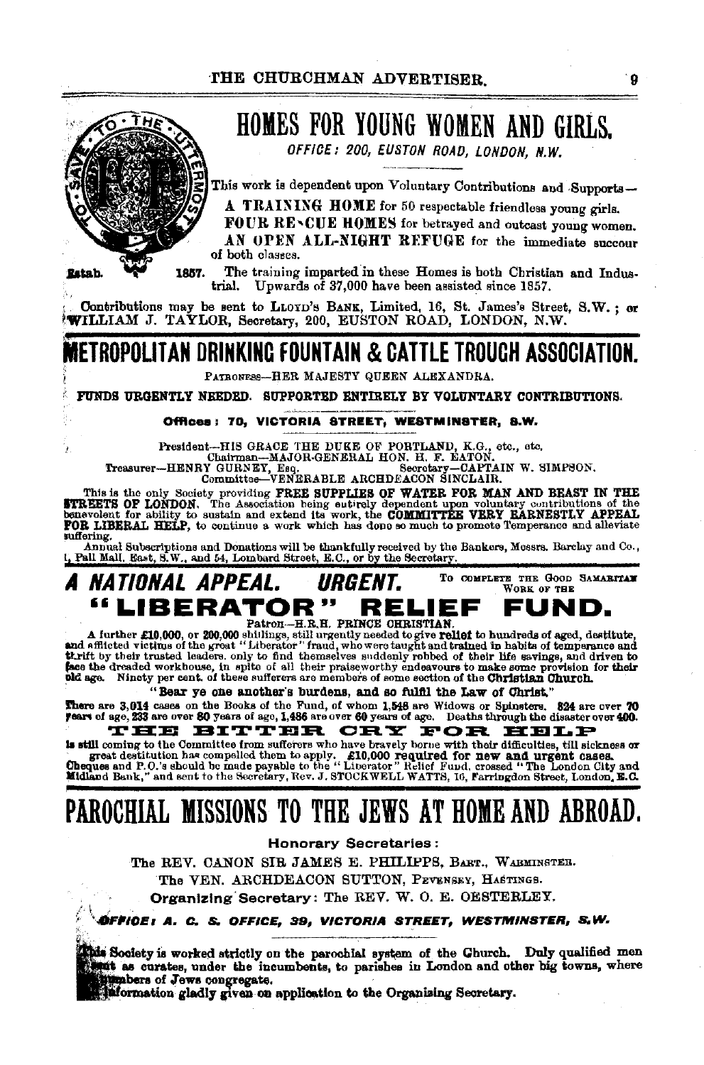# HOMES FOR YOUNG WOMEN AND GIRLS.

*OFFICE: 200, EUSTON ROAD, LONDON, N.W.*

TO SAVE THE UTTERMOST

Estab. 1857.

This work is dependent upon Voluntary Contributions and Supports—

**A TRAINING HOME** for 50 respectable friendless young girls.

**FOUR RESCUE HOMES** for betrayed and outcast young women.

**AN OPEN ALL-NIGHT REFUGE** for the immediate succour of both classes.

The training imparted in these Homes is both Christian and Industrial. Upwards of 37,000 have been assisted since 1857.

Contributions may be sent to LLOYD'S BANK, Limited, 16, St. James's Street, S.W.; or WILLIAM J. TAYLOR, Secretary, 200, EUSTON ROAD, LONDON, N.W.

# METROPOLITAN DRINKING FOUNTAIN & CATTLE TROUGH ASSOCIATION.

PATRONESS—HER MAJESTY QUEEN ALEXANDRA.

**FUNDS URGENTLY NEEDED. SUPPORTED ENTIRELY BY VOLUNTARY CONTRIBUTIONS.**

**Offices: 70, VICTORIA STREET, WESTMINSTER, S.W.**

President—HIS GRACE THE DUKE OF PORTLAND, K.G., etc., etc.
Chairman—MAJOR-GENERAL HON. H. F. EATON.
Treasurer—HENRY GURNEY, Esq. Secretary—CAPTAIN W. SIMPSON.
Committee—VENERABLE ARCHDEACON SINCLAIR.

This is the only Society providing **FREE SUPPLIES OF WATER FOR MAN AND BEAST IN THE STREETS OF LONDON.** The Association being entirely dependent upon voluntary contributions of the benevolent for ability to sustain and extend its work, the **COMMITTEE VERY EARNESTLY APPEAL FOR LIBERAL HELP,** to continue a work which has done so much to promote Temperance and alleviate suffering.

Annual Subscriptions and Donations will be thankfully received by the Bankers, Messrs. Barclay and Co., 1, Pall Mall, East, S.W., and 54, Lombard Street, E.C., or by the Secretary.

## *A NATIONAL APPEAL. URGENT.* TO COMPLETE THE GOOD SAMARITAN WORK OF THE

# "LIBERATOR" RELIEF FUND.

Patron—H.R.H. PRINCE CHRISTIAN.

A further £10,000, or 200,000 shillings, still urgently needed to give **relief** to hundreds of aged, destitute, and afflicted victims of the great "Liberator" fraud, who were taught and trained in habits of temperance and thrift by their trusted leaders, only to find themselves suddenly robbed of their life savings, and driven to face the dreaded workhouse, in spite of all their praiseworthy endeavours to make some provision for their old age. Ninety per cent. of these sufferers are members of some section of the **Christian Church.**

**"Bear ye one another's burdens, and so fulfil the Law of Christ."**

**There** are **3,014** cases on the Books of the Fund, of whom **1,548** are Widows or Spinsters. **824** are over **70** years of age, **233** are over **80** years of age, **1,486** are over **60** years of age. Deaths through the disaster over **400.**

**THE BITTER CRY FOR HELP**

**is still** coming to the Committee from sufferers who have bravely borne with their difficulties, till sickness or great destitution has compelled them to apply. **£10,000 required for new and urgent cases.** Cheques and P.O.'s should be made payable to the "Liberator" Relief Fund, crossed "The London City and Midland Bank," and sent to the Secretary, Rev. J. STOCKWELL WATTS, 16, Farringdon Street, London, E.C.

# PAROCHIAL MISSIONS TO THE JEWS AT HOME AND ABROAD.

**Honorary Secretaries:**

The REV. CANON SIR JAMES E. PHILIPPS, BART., WARMINSTER.

The VEN. ARCHDEACON SUTTON, PEVENSEY, HASTINGS.

**Organizing Secretary:** The REV. W. O. E. OESTERLEY.

***OFFICE: A. C. S. OFFICE, 39, VICTORIA STREET, WESTMINSTER, S.W.***

**This Society is worked strictly on the parochial system of the Church. Duly qualified men sent as curates, under the incumbents, to parishes in London and other big towns, where numbers of Jews congregate.**

**Information gladly given on application to the Organising Secretary.**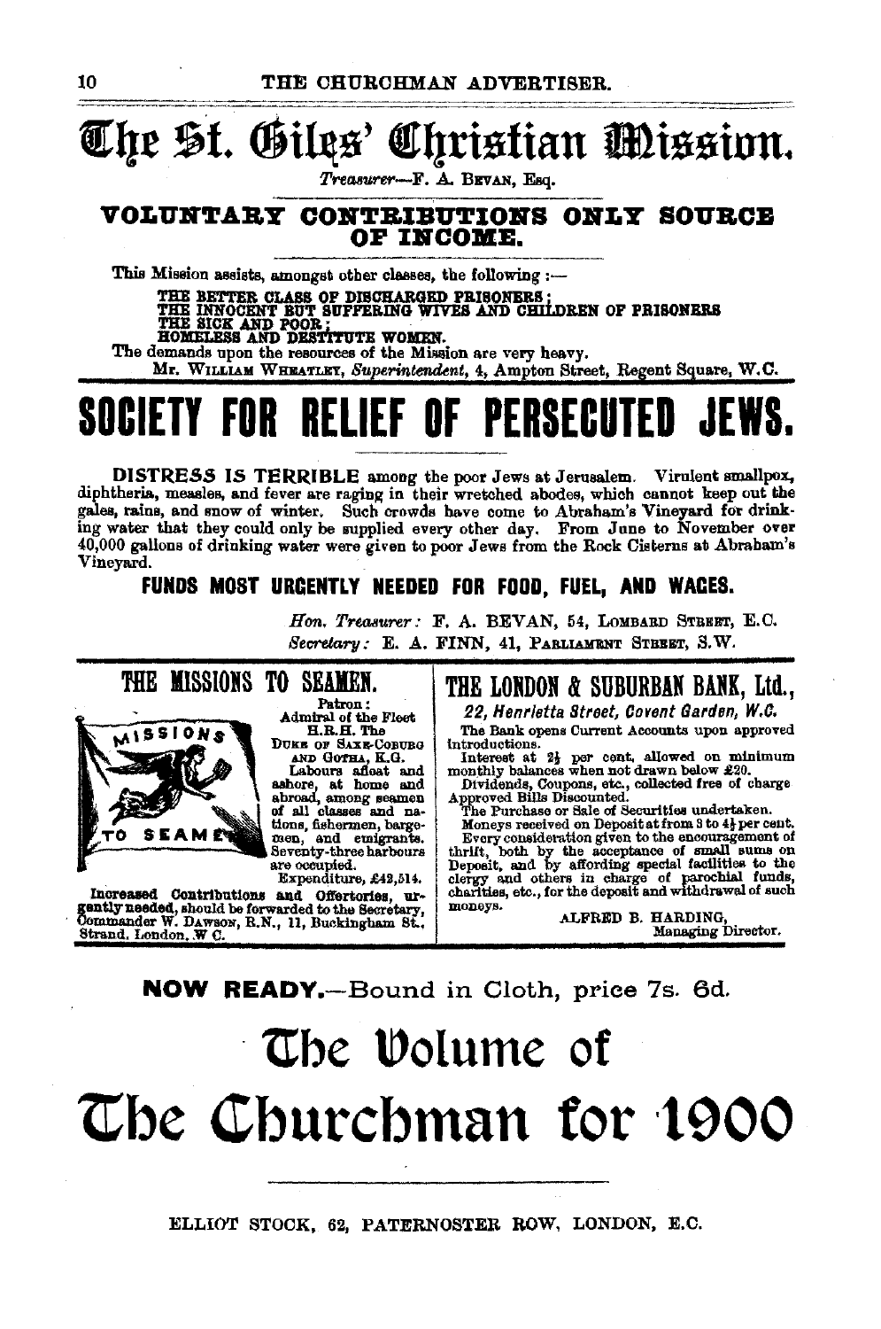# The St. Giles' Christian Mission.

*Treasurer*—F. A. BEVAN, Esq.

## VOLUNTARY CONTRIBUTIONS ONLY SOURCE OF INCOME.

This Mission assists, amongst other classes, the following :—

THE BETTER CLASS OF DISCHARGED PRISONERS;
THE INNOCENT BUT SUFFERING WIVES AND CHILDREN OF PRISONERS
THE SICK AND POOR;
HOMELESS AND DESTITUTE WOMEN.

The demands upon the resources of the Mission are very heavy.

Mr. WILLIAM WHEATLEY, *Superintendent*, 4, Ampton Street, Regent Square, W.C.

# SOCIETY FOR RELIEF OF PERSECUTED JEWS.

**DISTRESS IS TERRIBLE** among the poor Jews at Jerusalem. Virulent smallpox, diphtheria, measles, and fever are raging in their wretched abodes, which cannot keep out the gales, rains, and snow of winter. Such crowds have come to Abraham's Vineyard for drinking water that they could only be supplied every other day. From June to November over 40,000 gallons of drinking water were given to poor Jews from the Rock Cisterns at Abraham's Vineyard.

**FUNDS MOST URGENTLY NEEDED FOR FOOD, FUEL, AND WAGES.**

*Hon. Treasurer*: F. A. BEVAN, 54, LOMBARD STREET, E.C.
*Secretary*: E. A. FINN, 41, PARLIAMENT STREET, S.W.

## THE MISSIONS TO SEAMEN.

Patron:
Admiral of the Fleet
H.R.H. The
DUKE OF SAXE-COBURG AND GOTHA, K.G.

Labours afloat and ashore, at home and abroad, among seamen of all classes and nations, fishermen, bargemen, and emigrants. Seventy-three harbours are occupied.

Expenditure, £42,514.

Increased Contributions and Offertories, urgently needed, should be forwarded to the Secretary, Commander W. DAWSON, R.N., 11, Buckingham St., Strand, London, W.C.

## THE LONDON & SUBURBAN BANK, Ltd.,

*22, Henrietta Street, Covent Garden, W.C.*

The Bank opens Current Accounts upon approved introductions.

Interest at 2½ per cent. allowed on minimum monthly balances when not drawn below £20.

Dividends, Coupons, etc., collected free of charge

Approved Bills Discounted.

The Purchase or Sale of Securities undertaken.

Moneys received on Deposit at from 3 to 4½ per cent.

Every consideration given to the encouragement of thrift, both by the acceptance of small sums on Deposit, and by affording special facilities to the clergy and others in charge of parochial funds, charities, etc., for the deposit and withdrawal of such moneys.

ALFRED B. HARDING,
Managing Director.

**NOW READY.**—Bound in Cloth, price 7s. 6d.

# The Volume of The Churchman for 1900

ELLIOT STOCK, 62, PATERNOSTER ROW, LONDON, E.C.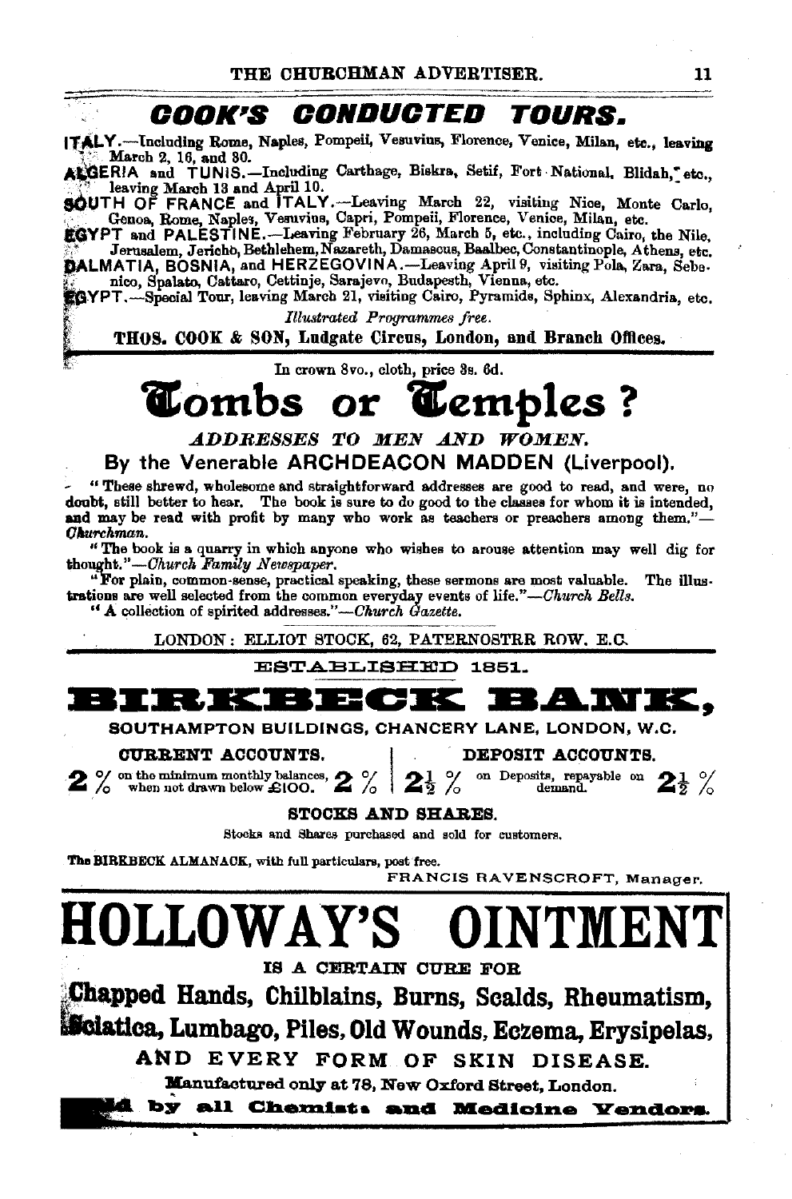## COOK'S CONDUCTED TOURS.

**ITALY.**—Including Rome, Naples, Pompeii, Vesuvius, Florence, Venice, Milan, etc., leaving March 2, 16, and 30.

**ALGERIA and TUNIS.**—Including Carthage, Biskra, Setif, Fort National, Blidah, etc., leaving March 13 and April 10.

**SOUTH OF FRANCE and ITALY.**—Leaving March 22, visiting Nice, Monte Carlo, Genoa, Rome, Naples, Vesuvius, Capri, Pompeii, Florence, Venice, Milan, etc.

**EGYPT and PALESTINE.**—Leaving February 26, March 5, etc., including Cairo, the Nile, Jerusalem, Jericho, Bethlehem, Nazareth, Damascus, Baalbec, Constantinople, Athens, etc.

**DALMATIA, BOSNIA, and HERZEGOVINA.**—Leaving April 9, visiting Pola, Zara, Sebenico, Spalato, Cattaro, Cettinje, Sarajevo, Budapesth, Vienna, etc.

**EGYPT.**—Special Tour, leaving March 21, visiting Cairo, Pyramids, Sphinx, Alexandria, etc.

*Illustrated Programmes free.*

**THOS. COOK & SON, Ludgate Circus, London, and Branch Offices.**

---

In crown 8vo., cloth, price 3s. 6d.

# Tombs or Temples?

### *ADDRESSES TO MEN AND WOMEN.*

### By the Venerable ARCHDEACON MADDEN (Liverpool).

"These shrewd, wholesome and straightforward addresses are good to read, and were, no doubt, still better to hear. The book is sure to do good to the classes for whom it is intended, and may be read with profit by many who work as teachers or preachers among them."—*Churchman.*

"The book is a quarry in which anyone who wishes to arouse attention may well dig for thought."—*Church Family Newspaper.*

"For plain, common-sense, practical speaking, these sermons are most valuable. The illustrations are well selected from the common everyday events of life."—*Church Bells.*

"A collection of spirited addresses."—*Church Gazette.*

LONDON: ELLIOT STOCK, 62, PATERNOSTRR ROW, E.C.

---

ESTABLISHED 1851.

# BIRKBECK BANK,

SOUTHAMPTON BUILDINGS, CHANCERY LANE, LONDON, W.C.

| CURRENT ACCOUNTS. | DEPOSIT ACCOUNTS. |
|---|---|
| 2 % on the minimum monthly balances, when not drawn below £100. 2 % | 2½ % on Deposits, repayable on demand. 2½ % |

**STOCKS AND SHARES.**

Stocks and Shares purchased and sold for customers.

The BIRKBECK ALMANACK, with full particulars, post free.

FRANCIS RAVENSCROFT, Manager.

---

# HOLLOWAY'S OINTMENT

IS A CERTAIN CURE FOR

**Chapped Hands, Chilblains, Burns, Scalds, Rheumatism, Sciatica, Lumbago, Piles, Old Wounds, Eczema, Erysipelas,**

AND EVERY FORM OF SKIN DISEASE.

**Manufactured only at 78, New Oxford Street, London.**

**Sold by all Chemists and Medicine Vendors.**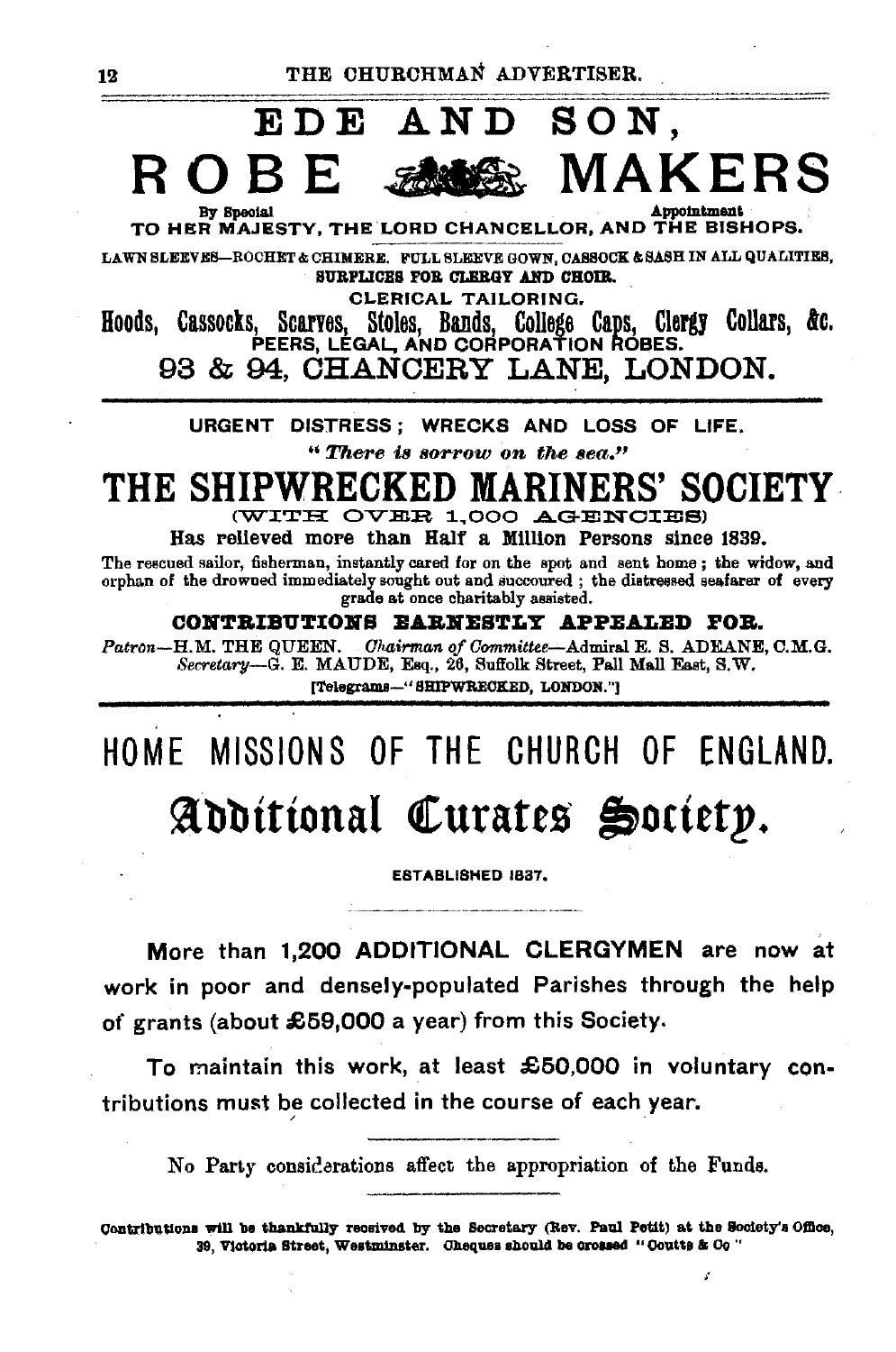# EDE AND SON,

# ROBE MAKERS

By Special Appointment

TO HER MAJESTY, THE LORD CHANCELLOR, AND THE BISHOPS.

LAWN SLEEVES—ROCHET & CHIMERE. FULL SLEEVE GOWN, CASSOCK & SASH IN ALL QUALITIES, SURPLICES FOR CLERGY AND CHOIR.

CLERICAL TAILORING.

**Hoods, Cassocks, Scarves, Stoles, Bands, College Caps, Clergy Collars, &c.**

PEERS, LEGAL, AND CORPORATION ROBES.

**93 & 94, CHANCERY LANE, LONDON.**

---

URGENT DISTRESS; WRECKS AND LOSS OF LIFE.

*"There is sorrow on the sea."*

# THE SHIPWRECKED MARINERS' SOCIETY

(WITH OVER 1,000 AGENCIES)

**Has relieved more than Half a Million Persons since 1839.**

The rescued sailor, fisherman, instantly cared for on the spot and sent home; the widow, and orphan of the drowned immediately sought out and succoured; the distressed seafarer of every grade at once charitably assisted.

**CONTRIBUTIONS EARNESTLY APPEALED FOR.**

*Patron*—H.M. THE QUEEN. *Chairman of Committee*—Admiral E. S. ADEANE, C.M.G. *Secretary*—G. E. MAUDE, Esq., 26, Suffolk Street, Pall Mall East, S.W.

[Telegrams—"SHIPWRECKED, LONDON."]

---

# HOME MISSIONS OF THE CHURCH OF ENGLAND.

# Additional Curates Society.

ESTABLISHED 1837.

More than 1,200 **ADDITIONAL CLERGYMEN** are now at work in poor and densely-populated Parishes through the help of grants (about **£59,000** a year) from this Society.

To maintain this work, at least **£50,000** in voluntary contributions must be collected in the course of each year.

No Party considerations affect the appropriation of the Funds.

**Contributions will be thankfully received by the Secretary (Rev. Paul Petit) at the Society's Office, 39, Victoria Street, Westminster. Cheques should be crossed "Coutts & Co"**